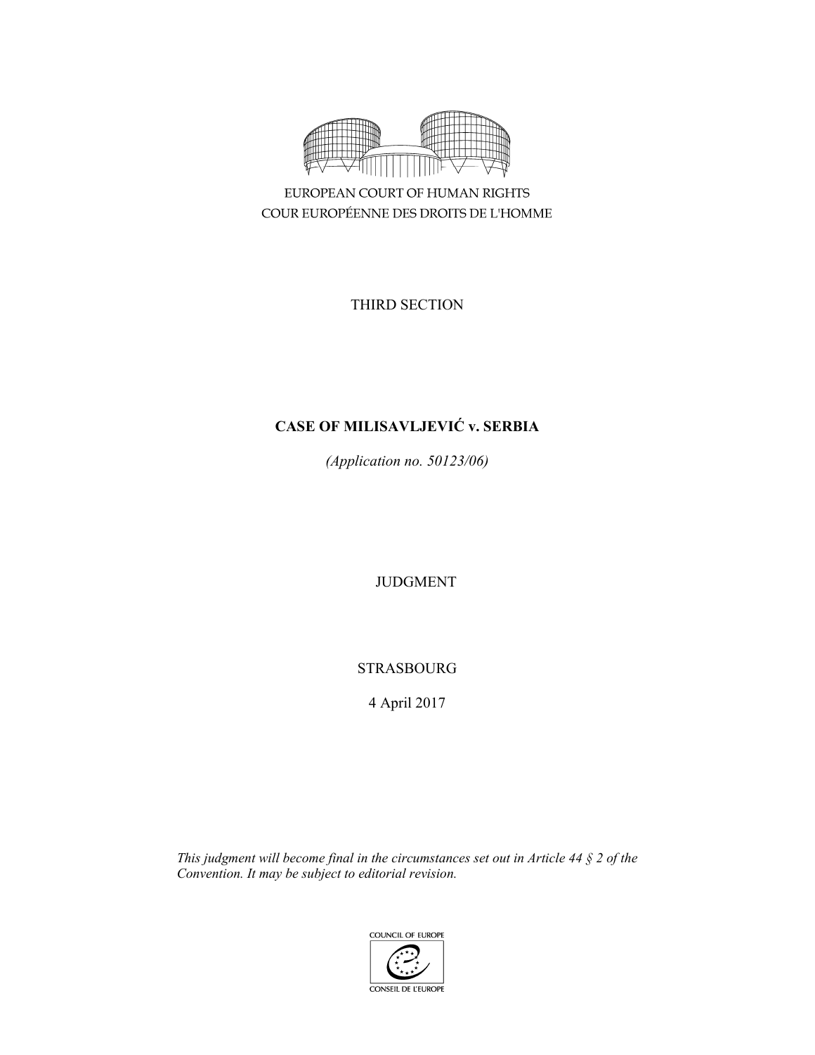EUROPEAN COURT OF HUMAN RIGHTS
COUR EUROPÉENNE DES DROITS DE L'HOMME

THIRD SECTION

**CASE OF MILISAVLJEVIĆ v. SERBIA**

*(Application no. 50123/06)*

JUDGMENT

STRASBOURG

4 April 2017

*This judgment will become final in the circumstances set out in Article 44 § 2 of the Convention. It may be subject to editorial revision.*

COUNCIL OF EUROPE
CONSEIL DE L'EUROPE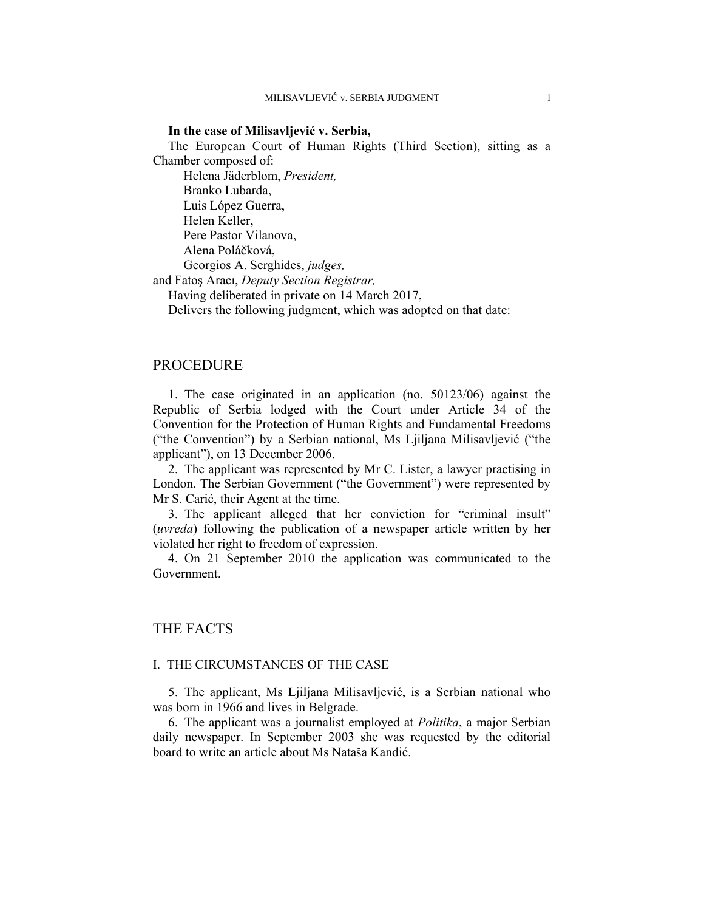**In the case of Milisavljević v. Serbia,**

The European Court of Human Rights (Third Section), sitting as a Chamber composed of:

Helena Jäderblom, *President,*
Branko Lubarda,
Luis López Guerra,
Helen Keller,
Pere Pastor Vilanova,
Alena Poláčková,
Georgios A. Serghides, *judges,*
and Fatoş Aracı, *Deputy Section Registrar,*

Having deliberated in private on 14 March 2017,

Delivers the following judgment, which was adopted on that date:

# PROCEDURE

1. The case originated in an application (no. 50123/06) against the Republic of Serbia lodged with the Court under Article 34 of the Convention for the Protection of Human Rights and Fundamental Freedoms ("the Convention") by a Serbian national, Ms Ljiljana Milisavljević ("the applicant"), on 13 December 2006.

2. The applicant was represented by Mr C. Lister, a lawyer practising in London. The Serbian Government ("the Government") were represented by Mr S. Carić, their Agent at the time.

3. The applicant alleged that her conviction for "criminal insult" (*uvreda*) following the publication of a newspaper article written by her violated her right to freedom of expression.

4. On 21 September 2010 the application was communicated to the Government.

# THE FACTS

## I. THE CIRCUMSTANCES OF THE CASE

5. The applicant, Ms Ljiljana Milisavljević, is a Serbian national who was born in 1966 and lives in Belgrade.

6. The applicant was a journalist employed at *Politika*, a major Serbian daily newspaper. In September 2003 she was requested by the editorial board to write an article about Ms Nataša Kandić.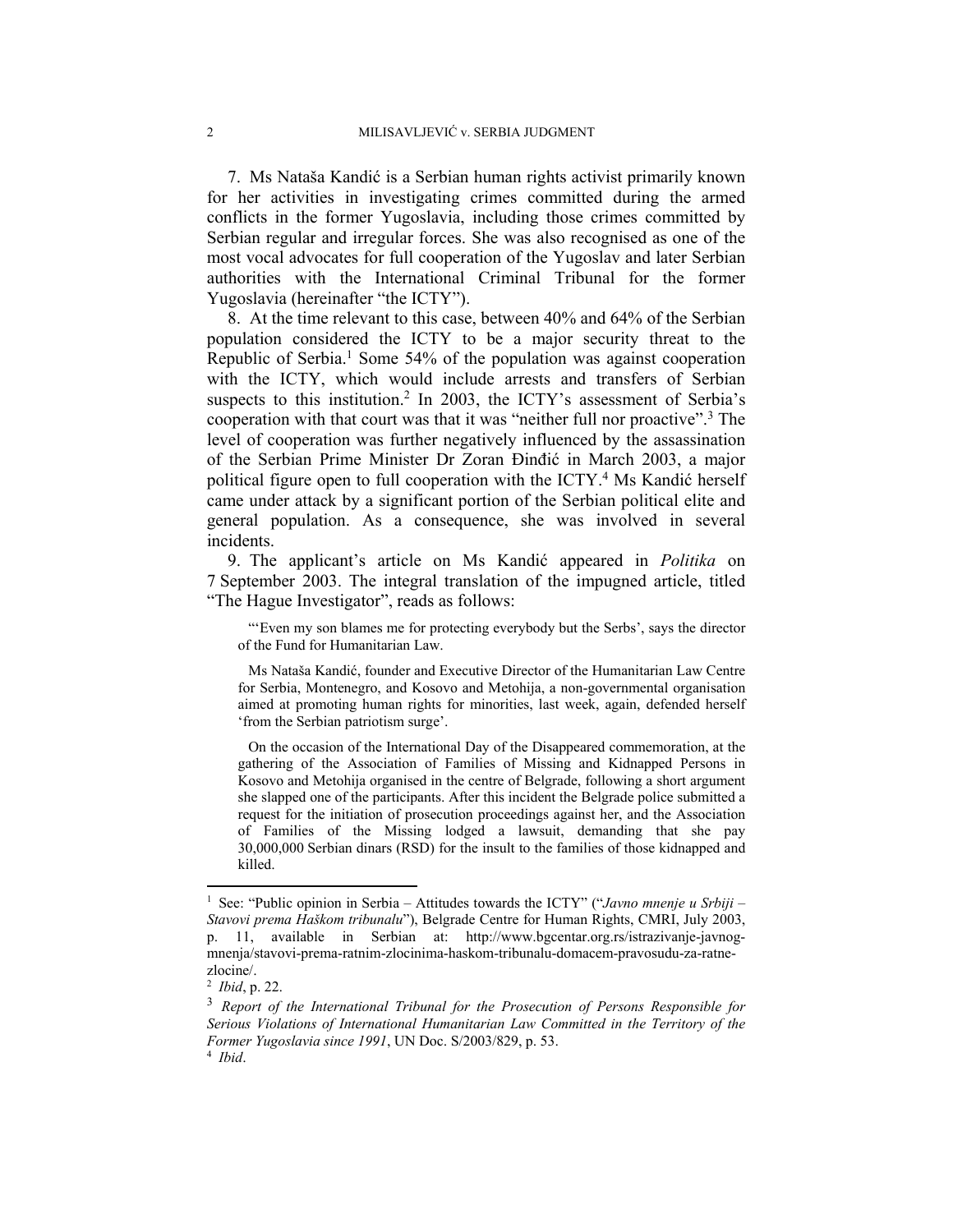7. Ms Nataša Kandić is a Serbian human rights activist primarily known for her activities in investigating crimes committed during the armed conflicts in the former Yugoslavia, including those crimes committed by Serbian regular and irregular forces. She was also recognised as one of the most vocal advocates for full cooperation of the Yugoslav and later Serbian authorities with the International Criminal Tribunal for the former Yugoslavia (hereinafter "the ICTY").

8. At the time relevant to this case, between 40% and 64% of the Serbian population considered the ICTY to be a major security threat to the Republic of Serbia.[1] Some 54% of the population was against cooperation with the ICTY, which would include arrests and transfers of Serbian suspects to this institution.[2] In 2003, the ICTY's assessment of Serbia's cooperation with that court was that it was "neither full nor proactive".[3] The level of cooperation was further negatively influenced by the assassination of the Serbian Prime Minister Dr Zoran Đinđić in March 2003, a major political figure open to full cooperation with the ICTY.[4] Ms Kandić herself came under attack by a significant portion of the Serbian political elite and general population. As a consequence, she was involved in several incidents.

9. The applicant's article on Ms Kandić appeared in *Politika* on 7 September 2003. The integral translation of the impugned article, titled "The Hague Investigator", reads as follows:

> "'Even my son blames me for protecting everybody but the Serbs', says the director of the Fund for Humanitarian Law.
>
> Ms Nataša Kandić, founder and Executive Director of the Humanitarian Law Centre for Serbia, Montenegro, and Kosovo and Metohija, a non-governmental organisation aimed at promoting human rights for minorities, last week, again, defended herself 'from the Serbian patriotism surge'.
>
> On the occasion of the International Day of the Disappeared commemoration, at the gathering of the Association of Families of Missing and Kidnapped Persons in Kosovo and Metohija organised in the centre of Belgrade, following a short argument she slapped one of the participants. After this incident the Belgrade police submitted a request for the initiation of prosecution proceedings against her, and the Association of Families of the Missing lodged a lawsuit, demanding that she pay 30,000,000 Serbian dinars (RSD) for the insult to the families of those kidnapped and killed.

---

[1] See: "Public opinion in Serbia – Attitudes towards the ICTY" ("*Javno mnenje u Srbiji – Stavovi prema Haškom tribunalu*"), Belgrade Centre for Human Rights, CMRI, July 2003, p. 11, available in Serbian at: http://www.bgcentar.org.rs/istrazivanje-javnog-mnenja/stavovi-prema-ratnim-zlocinima-haskom-tribunalu-domacem-pravosudu-za-ratne-zlocine/.

[2] *Ibid*, p. 22.

[3] *Report of the International Tribunal for the Prosecution of Persons Responsible for Serious Violations of International Humanitarian Law Committed in the Territory of the Former Yugoslavia since 1991*, UN Doc. S/2003/829, p. 53.

[4] *Ibid*.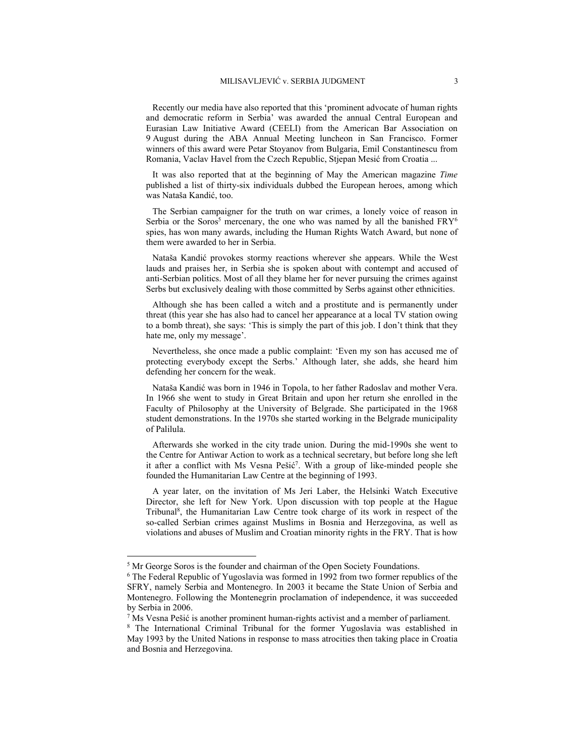Recently our media have also reported that this 'prominent advocate of human rights and democratic reform in Serbia' was awarded the annual Central European and Eurasian Law Initiative Award (CEELI) from the American Bar Association on 9 August during the ABA Annual Meeting luncheon in San Francisco. Former winners of this award were Petar Stoyanov from Bulgaria, Emil Constantinescu from Romania, Vaclav Havel from the Czech Republic, Stjepan Mesić from Croatia ...

It was also reported that at the beginning of May the American magazine *Time* published a list of thirty-six individuals dubbed the European heroes, among which was Nataša Kandić, too.

The Serbian campaigner for the truth on war crimes, a lonely voice of reason in Serbia or the Soros[5] mercenary, the one who was named by all the banished FRY[6] spies, has won many awards, including the Human Rights Watch Award, but none of them were awarded to her in Serbia.

Nataša Kandić provokes stormy reactions wherever she appears. While the West lauds and praises her, in Serbia she is spoken about with contempt and accused of anti-Serbian politics. Most of all they blame her for never pursuing the crimes against Serbs but exclusively dealing with those committed by Serbs against other ethnicities.

Although she has been called a witch and a prostitute and is permanently under threat (this year she has also had to cancel her appearance at a local TV station owing to a bomb threat), she says: 'This is simply the part of this job. I don't think that they hate me, only my message'.

Nevertheless, she once made a public complaint: 'Even my son has accused me of protecting everybody except the Serbs.' Although later, she adds, she heard him defending her concern for the weak.

Nataša Kandić was born in 1946 in Topola, to her father Radoslav and mother Vera. In 1966 she went to study in Great Britain and upon her return she enrolled in the Faculty of Philosophy at the University of Belgrade. She participated in the 1968 student demonstrations. In the 1970s she started working in the Belgrade municipality of Palilula.

Afterwards she worked in the city trade union. During the mid-1990s she went to the Centre for Antiwar Action to work as a technical secretary, but before long she left it after a conflict with Ms Vesna Pešić[7]. With a group of like-minded people she founded the Humanitarian Law Centre at the beginning of 1993.

A year later, on the invitation of Ms Jeri Laber, the Helsinki Watch Executive Director, she left for New York. Upon discussion with top people at the Hague Tribunal[8], the Humanitarian Law Centre took charge of its work in respect of the so-called Serbian crimes against Muslims in Bosnia and Herzegovina, as well as violations and abuses of Muslim and Croatian minority rights in the FRY. That is how

---

[5] Mr George Soros is the founder and chairman of the Open Society Foundations.

[6] The Federal Republic of Yugoslavia was formed in 1992 from two former republics of the SFRY, namely Serbia and Montenegro. In 2003 it became the State Union of Serbia and Montenegro. Following the Montenegrin proclamation of independence, it was succeeded by Serbia in 2006.

[7] Ms Vesna Pešić is another prominent human-rights activist and a member of parliament.

[8] The International Criminal Tribunal for the former Yugoslavia was established in May 1993 by the United Nations in response to mass atrocities then taking place in Croatia and Bosnia and Herzegovina.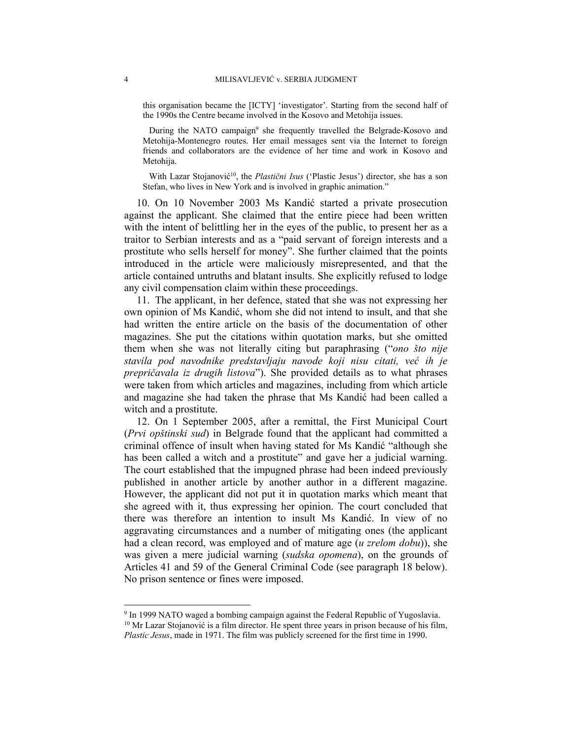this organisation became the [ICTY] 'investigator'. Starting from the second half of the 1990s the Centre became involved in the Kosovo and Metohija issues.

During the NATO campaign[9] she frequently travelled the Belgrade-Kosovo and Metohija-Montenegro routes. Her email messages sent via the Internet to foreign friends and collaborators are the evidence of her time and work in Kosovo and Metohija.

With Lazar Stojanović[10], the *Plastični Isus* ('Plastic Jesus') director, she has a son Stefan, who lives in New York and is involved in graphic animation."

10. On 10 November 2003 Ms Kandić started a private prosecution against the applicant. She claimed that the entire piece had been written with the intent of belittling her in the eyes of the public, to present her as a traitor to Serbian interests and as a "paid servant of foreign interests and a prostitute who sells herself for money". She further claimed that the points introduced in the article were maliciously misrepresented, and that the article contained untruths and blatant insults. She explicitly refused to lodge any civil compensation claim within these proceedings.

11. The applicant, in her defence, stated that she was not expressing her own opinion of Ms Kandić, whom she did not intend to insult, and that she had written the entire article on the basis of the documentation of other magazines. She put the citations within quotation marks, but she omitted them when she was not literally citing but paraphrasing ("*ono što nije stavila pod navodnike predstavljaju navode koji nisu citati, već ih je prepričavala iz drugih listova*"). She provided details as to what phrases were taken from which articles and magazines, including from which article and magazine she had taken the phrase that Ms Kandić had been called a witch and a prostitute.

12. On 1 September 2005, after a remittal, the First Municipal Court (*Prvi opštinski sud*) in Belgrade found that the applicant had committed a criminal offence of insult when having stated for Ms Kandić "although she has been called a witch and a prostitute" and gave her a judicial warning. The court established that the impugned phrase had been indeed previously published in another article by another author in a different magazine. However, the applicant did not put it in quotation marks which meant that she agreed with it, thus expressing her opinion. The court concluded that there was therefore an intention to insult Ms Kandić. In view of no aggravating circumstances and a number of mitigating ones (the applicant had a clean record, was employed and of mature age (*u zrelom dobu*)), she was given a mere judicial warning (*sudska opomena*), on the grounds of Articles 41 and 59 of the General Criminal Code (see paragraph 18 below). No prison sentence or fines were imposed.

[9] In 1999 NATO waged a bombing campaign against the Federal Republic of Yugoslavia.
[10] Mr Lazar Stojanović is a film director. He spent three years in prison because of his film, *Plastic Jesus*, made in 1971. The film was publicly screened for the first time in 1990.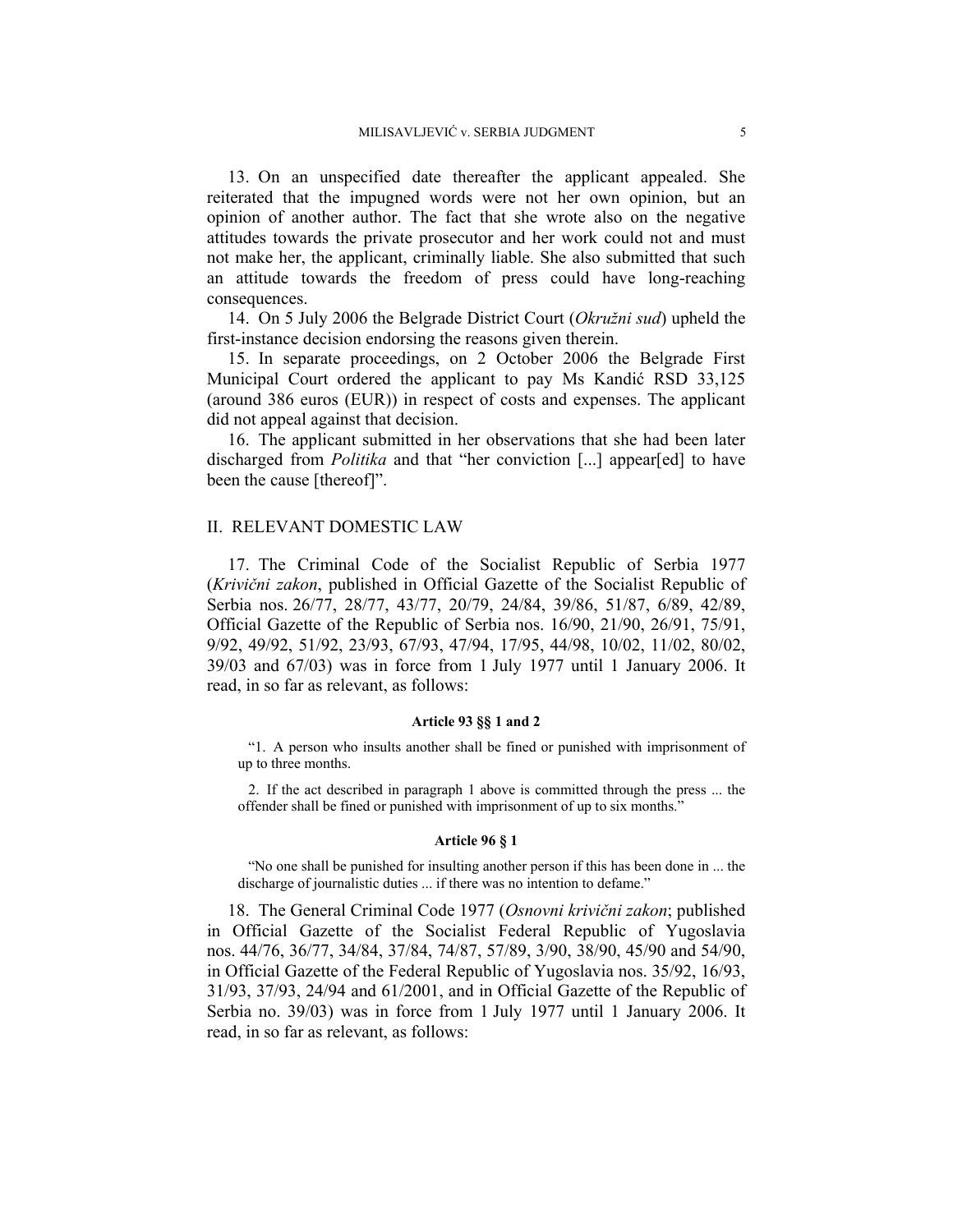13. On an unspecified date thereafter the applicant appealed. She reiterated that the impugned words were not her own opinion, but an opinion of another author. The fact that she wrote also on the negative attitudes towards the private prosecutor and her work could not and must not make her, the applicant, criminally liable. She also submitted that such an attitude towards the freedom of press could have long-reaching consequences.

14. On 5 July 2006 the Belgrade District Court (*Okružni sud*) upheld the first-instance decision endorsing the reasons given therein.

15. In separate proceedings, on 2 October 2006 the Belgrade First Municipal Court ordered the applicant to pay Ms Kandić RSD 33,125 (around 386 euros (EUR)) in respect of costs and expenses. The applicant did not appeal against that decision.

16. The applicant submitted in her observations that she had been later discharged from *Politika* and that "her conviction [...] appear[ed] to have been the cause [thereof]".

## II. RELEVANT DOMESTIC LAW

17. The Criminal Code of the Socialist Republic of Serbia 1977 (*Krivični zakon*, published in Official Gazette of the Socialist Republic of Serbia nos. 26/77, 28/77, 43/77, 20/79, 24/84, 39/86, 51/87, 6/89, 42/89, Official Gazette of the Republic of Serbia nos. 16/90, 21/90, 26/91, 75/91, 9/92, 49/92, 51/92, 23/93, 67/93, 47/94, 17/95, 44/98, 10/02, 11/02, 80/02, 39/03 and 67/03) was in force from 1 July 1977 until 1 January 2006. It read, in so far as relevant, as follows:

**Article 93 §§ 1 and 2**

> "1. A person who insults another shall be fined or punished with imprisonment of up to three months.
>
> 2. If the act described in paragraph 1 above is committed through the press ... the offender shall be fined or punished with imprisonment of up to six months."

**Article 96 § 1**

> "No one shall be punished for insulting another person if this has been done in ... the discharge of journalistic duties ... if there was no intention to defame."

18. The General Criminal Code 1977 (*Osnovni krivični zakon*; published in Official Gazette of the Socialist Federal Republic of Yugoslavia nos. 44/76, 36/77, 34/84, 37/84, 74/87, 57/89, 3/90, 38/90, 45/90 and 54/90, in Official Gazette of the Federal Republic of Yugoslavia nos. 35/92, 16/93, 31/93, 37/93, 24/94 and 61/2001, and in Official Gazette of the Republic of Serbia no. 39/03) was in force from 1 July 1977 until 1 January 2006. It read, in so far as relevant, as follows: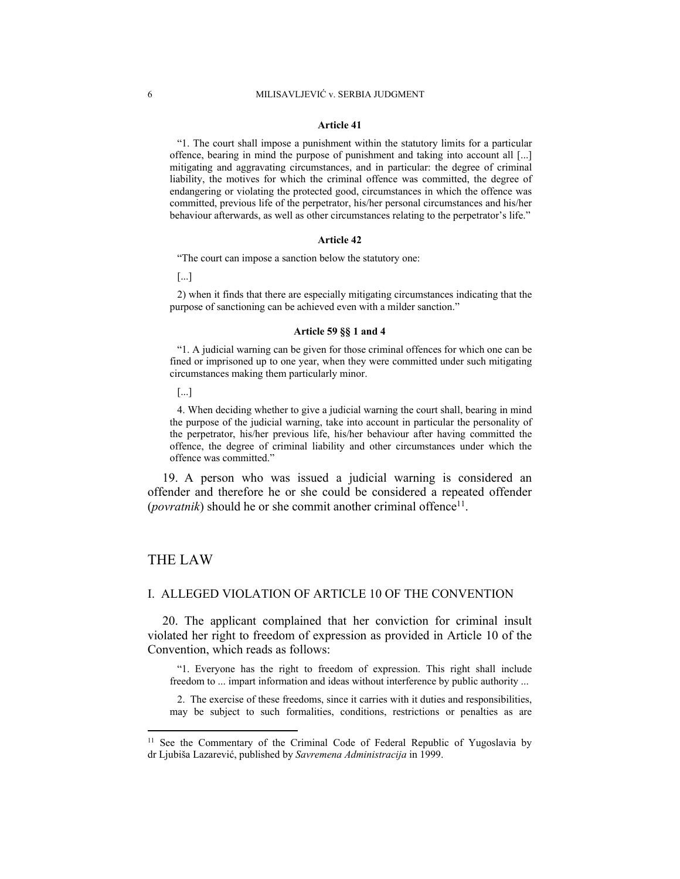**Article 41**

> "1. The court shall impose a punishment within the statutory limits for a particular offence, bearing in mind the purpose of punishment and taking into account all [...] mitigating and aggravating circumstances, and in particular: the degree of criminal liability, the motives for which the criminal offence was committed, the degree of endangering or violating the protected good, circumstances in which the offence was committed, previous life of the perpetrator, his/her personal circumstances and his/her behaviour afterwards, as well as other circumstances relating to the perpetrator's life."

**Article 42**

> "The court can impose a sanction below the statutory one:
>
> [...]
>
> 2) when it finds that there are especially mitigating circumstances indicating that the purpose of sanctioning can be achieved even with a milder sanction."

**Article 59 §§ 1 and 4**

> "1. A judicial warning can be given for those criminal offences for which one can be fined or imprisoned up to one year, when they were committed under such mitigating circumstances making them particularly minor.
>
> [...]
>
> 4. When deciding whether to give a judicial warning the court shall, bearing in mind the purpose of the judicial warning, take into account in particular the personality of the perpetrator, his/her previous life, his/her behaviour after having committed the offence, the degree of criminal liability and other circumstances under which the offence was committed."

19. A person who was issued a judicial warning is considered an offender and therefore he or she could be considered a repeated offender (*povratnik*) should he or she commit another criminal offence[11].

# THE LAW

## I. ALLEGED VIOLATION OF ARTICLE 10 OF THE CONVENTION

20. The applicant complained that her conviction for criminal insult violated her right to freedom of expression as provided in Article 10 of the Convention, which reads as follows:

> "1. Everyone has the right to freedom of expression. This right shall include freedom to ... impart information and ideas without interference by public authority ...
>
> 2. The exercise of these freedoms, since it carries with it duties and responsibilities, may be subject to such formalities, conditions, restrictions or penalties as are

[11] See the Commentary of the Criminal Code of Federal Republic of Yugoslavia by dr Ljubiša Lazarević, published by *Savremena Administracija* in 1999.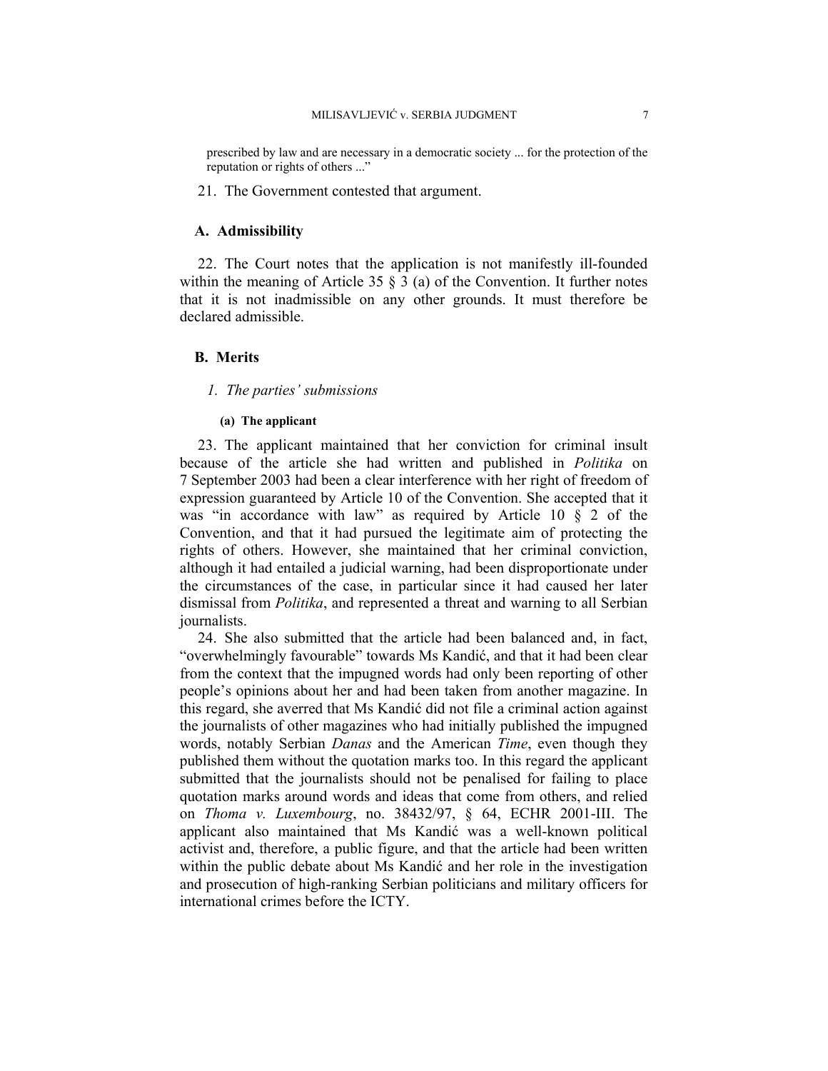prescribed by law and are necessary in a democratic society ... for the protection of the reputation or rights of others ...”

21. The Government contested that argument.

## A. Admissibility

22. The Court notes that the application is not manifestly ill-founded within the meaning of Article 35 § 3 (a) of the Convention. It further notes that it is not inadmissible on any other grounds. It must therefore be declared admissible.

## B. Merits

### *1. The parties’ submissions*

#### (a) The applicant

23. The applicant maintained that her conviction for criminal insult because of the article she had written and published in *Politika* on 7 September 2003 had been a clear interference with her right of freedom of expression guaranteed by Article 10 of the Convention. She accepted that it was “in accordance with law” as required by Article 10 § 2 of the Convention, and that it had pursued the legitimate aim of protecting the rights of others. However, she maintained that her criminal conviction, although it had entailed a judicial warning, had been disproportionate under the circumstances of the case, in particular since it had caused her later dismissal from *Politika*, and represented a threat and warning to all Serbian journalists.

24. She also submitted that the article had been balanced and, in fact, “overwhelmingly favourable” towards Ms Kandić, and that it had been clear from the context that the impugned words had only been reporting of other people’s opinions about her and had been taken from another magazine. In this regard, she averred that Ms Kandić did not file a criminal action against the journalists of other magazines who had initially published the impugned words, notably Serbian *Danas* and the American *Time*, even though they published them without the quotation marks too. In this regard the applicant submitted that the journalists should not be penalised for failing to place quotation marks around words and ideas that come from others, and relied on *Thoma v. Luxembourg*, no. 38432/97, § 64, ECHR 2001-III. The applicant also maintained that Ms Kandić was a well-known political activist and, therefore, a public figure, and that the article had been written within the public debate about Ms Kandić and her role in the investigation and prosecution of high-ranking Serbian politicians and military officers for international crimes before the ICTY.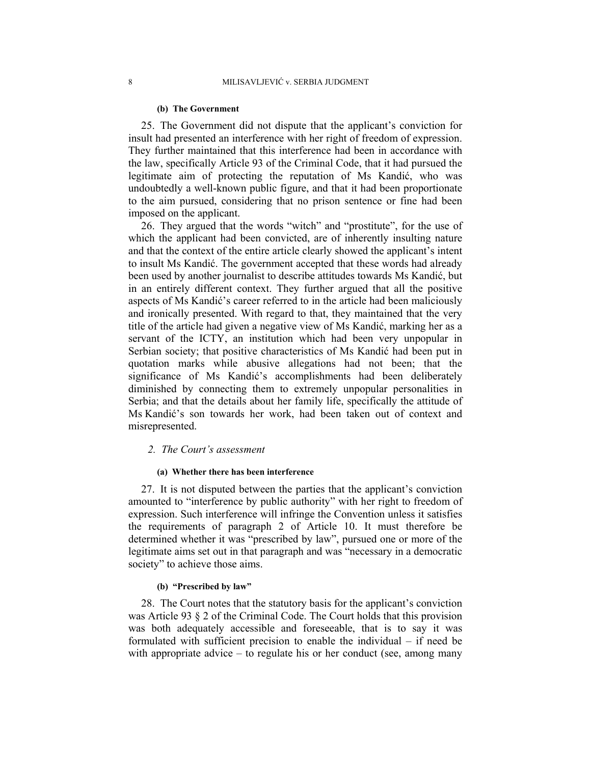#### (b) The Government

25. The Government did not dispute that the applicant's conviction for insult had presented an interference with her right of freedom of expression. They further maintained that this interference had been in accordance with the law, specifically Article 93 of the Criminal Code, that it had pursued the legitimate aim of protecting the reputation of Ms Kandić, who was undoubtedly a well-known public figure, and that it had been proportionate to the aim pursued, considering that no prison sentence or fine had been imposed on the applicant.

26. They argued that the words "witch" and "prostitute", for the use of which the applicant had been convicted, are of inherently insulting nature and that the context of the entire article clearly showed the applicant's intent to insult Ms Kandić. The government accepted that these words had already been used by another journalist to describe attitudes towards Ms Kandić, but in an entirely different context. They further argued that all the positive aspects of Ms Kandić's career referred to in the article had been maliciously and ironically presented. With regard to that, they maintained that the very title of the article had given a negative view of Ms Kandić, marking her as a servant of the ICTY, an institution which had been very unpopular in Serbian society; that positive characteristics of Ms Kandić had been put in quotation marks while abusive allegations had not been; that the significance of Ms Kandić's accomplishments had been deliberately diminished by connecting them to extremely unpopular personalities in Serbia; and that the details about her family life, specifically the attitude of Ms Kandić's son towards her work, had been taken out of context and misrepresented.

### 2. *The Court's assessment*

#### (a) Whether there has been interference

27. It is not disputed between the parties that the applicant's conviction amounted to "interference by public authority" with her right to freedom of expression. Such interference will infringe the Convention unless it satisfies the requirements of paragraph 2 of Article 10. It must therefore be determined whether it was "prescribed by law", pursued one or more of the legitimate aims set out in that paragraph and was "necessary in a democratic society" to achieve those aims.

#### (b) "Prescribed by law"

28. The Court notes that the statutory basis for the applicant's conviction was Article 93 § 2 of the Criminal Code. The Court holds that this provision was both adequately accessible and foreseeable, that is to say it was formulated with sufficient precision to enable the individual – if need be with appropriate advice – to regulate his or her conduct (see, among many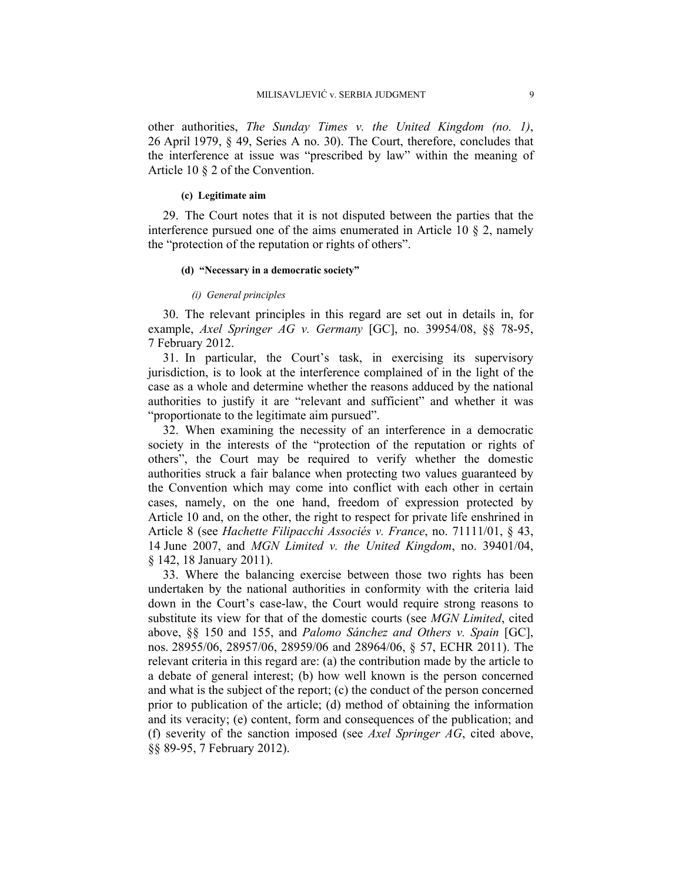other authorities, *The Sunday Times v. the United Kingdom (no. 1)*, 26 April 1979, § 49, Series A no. 30). The Court, therefore, concludes that the interference at issue was "prescribed by law" within the meaning of Article 10 § 2 of the Convention.

#### (c) Legitimate aim

29. The Court notes that it is not disputed between the parties that the interference pursued one of the aims enumerated in Article 10 § 2, namely the "protection of the reputation or rights of others".

#### (d) "Necessary in a democratic society"

##### *(i) General principles*

30. The relevant principles in this regard are set out in details in, for example, *Axel Springer AG v. Germany* [GC], no. 39954/08, §§ 78-95, 7 February 2012.

31. In particular, the Court's task, in exercising its supervisory jurisdiction, is to look at the interference complained of in the light of the case as a whole and determine whether the reasons adduced by the national authorities to justify it are "relevant and sufficient" and whether it was "proportionate to the legitimate aim pursued".

32. When examining the necessity of an interference in a democratic society in the interests of the "protection of the reputation or rights of others", the Court may be required to verify whether the domestic authorities struck a fair balance when protecting two values guaranteed by the Convention which may come into conflict with each other in certain cases, namely, on the one hand, freedom of expression protected by Article 10 and, on the other, the right to respect for private life enshrined in Article 8 (see *Hachette Filipacchi Associés v. France*, no. 71111/01, § 43, 14 June 2007, and *MGN Limited v. the United Kingdom*, no. 39401/04, § 142, 18 January 2011).

33. Where the balancing exercise between those two rights has been undertaken by the national authorities in conformity with the criteria laid down in the Court's case-law, the Court would require strong reasons to substitute its view for that of the domestic courts (see *MGN Limited*, cited above, §§ 150 and 155, and *Palomo Sánchez and Others v. Spain* [GC], nos. 28955/06, 28957/06, 28959/06 and 28964/06, § 57, ECHR 2011). The relevant criteria in this regard are: (a) the contribution made by the article to a debate of general interest; (b) how well known is the person concerned and what is the subject of the report; (c) the conduct of the person concerned prior to publication of the article; (d) method of obtaining the information and its veracity; (e) content, form and consequences of the publication; and (f) severity of the sanction imposed (see *Axel Springer AG*, cited above, §§ 89-95, 7 February 2012).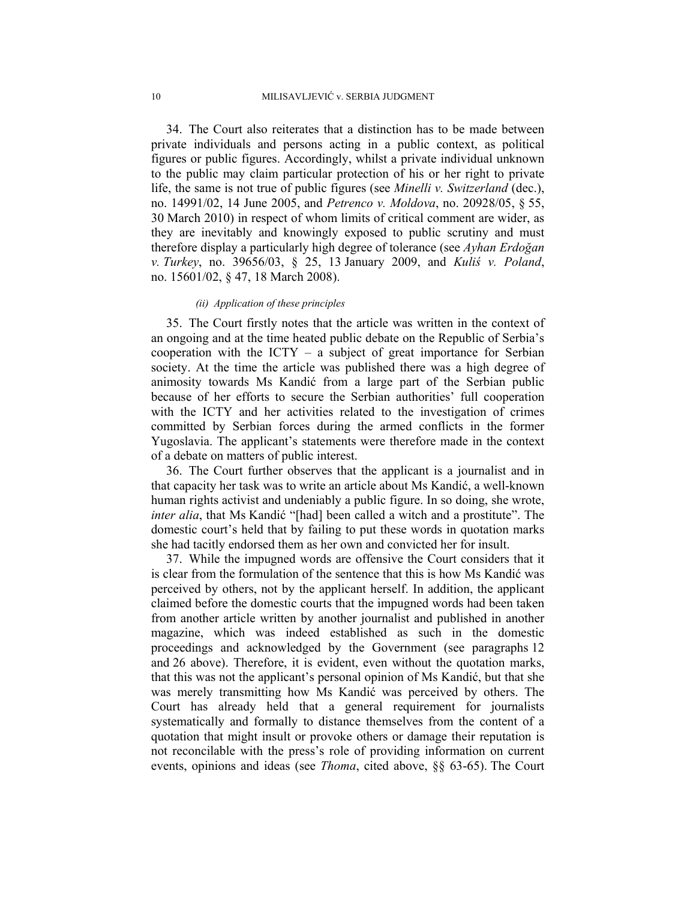34. The Court also reiterates that a distinction has to be made between private individuals and persons acting in a public context, as political figures or public figures. Accordingly, whilst a private individual unknown to the public may claim particular protection of his or her right to private life, the same is not true of public figures (see *Minelli v. Switzerland* (dec.), no. 14991/02, 14 June 2005, and *Petrenco v. Moldova*, no. 20928/05, § 55, 30 March 2010) in respect of whom limits of critical comment are wider, as they are inevitably and knowingly exposed to public scrutiny and must therefore display a particularly high degree of tolerance (see *Ayhan Erdoğan v. Turkey*, no. 39656/03, § 25, 13 January 2009, and *Kuliś v. Poland*, no. 15601/02, § 47, 18 March 2008).

*(ii) Application of these principles*

35. The Court firstly notes that the article was written in the context of an ongoing and at the time heated public debate on the Republic of Serbia's cooperation with the ICTY – a subject of great importance for Serbian society. At the time the article was published there was a high degree of animosity towards Ms Kandić from a large part of the Serbian public because of her efforts to secure the Serbian authorities' full cooperation with the ICTY and her activities related to the investigation of crimes committed by Serbian forces during the armed conflicts in the former Yugoslavia. The applicant's statements were therefore made in the context of a debate on matters of public interest.

36. The Court further observes that the applicant is a journalist and in that capacity her task was to write an article about Ms Kandić, a well-known human rights activist and undeniably a public figure. In so doing, she wrote, *inter alia*, that Ms Kandić "[had] been called a witch and a prostitute". The domestic court's held that by failing to put these words in quotation marks she had tacitly endorsed them as her own and convicted her for insult.

37. While the impugned words are offensive the Court considers that it is clear from the formulation of the sentence that this is how Ms Kandić was perceived by others, not by the applicant herself. In addition, the applicant claimed before the domestic courts that the impugned words had been taken from another article written by another journalist and published in another magazine, which was indeed established as such in the domestic proceedings and acknowledged by the Government (see paragraphs 12 and 26 above). Therefore, it is evident, even without the quotation marks, that this was not the applicant's personal opinion of Ms Kandić, but that she was merely transmitting how Ms Kandić was perceived by others. The Court has already held that a general requirement for journalists systematically and formally to distance themselves from the content of a quotation that might insult or provoke others or damage their reputation is not reconcilable with the press's role of providing information on current events, opinions and ideas (see *Thoma*, cited above, §§ 63-65). The Court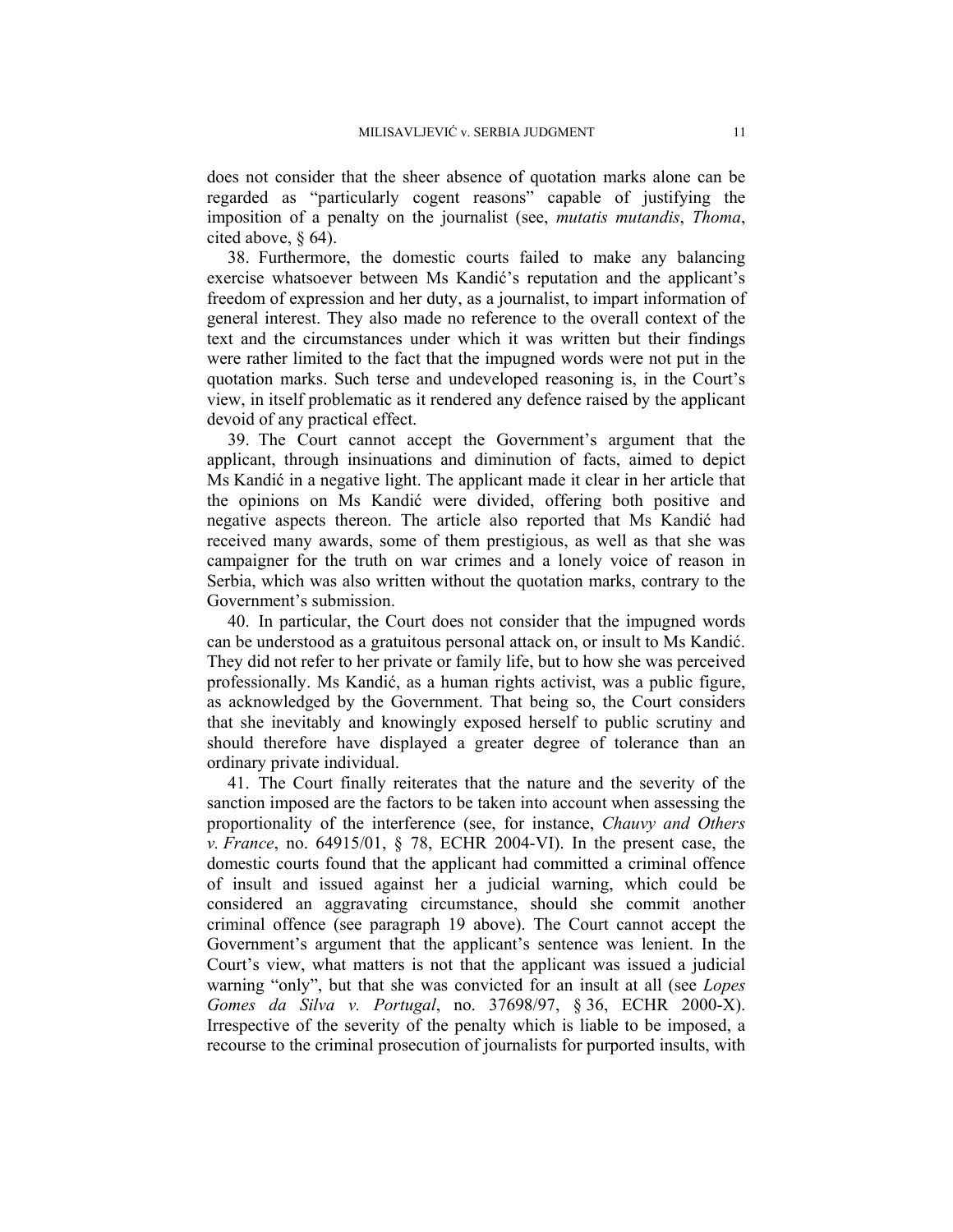does not consider that the sheer absence of quotation marks alone can be regarded as "particularly cogent reasons" capable of justifying the imposition of a penalty on the journalist (see, *mutatis mutandis*, *Thoma*, cited above, § 64).

38. Furthermore, the domestic courts failed to make any balancing exercise whatsoever between Ms Kandić's reputation and the applicant's freedom of expression and her duty, as a journalist, to impart information of general interest. They also made no reference to the overall context of the text and the circumstances under which it was written but their findings were rather limited to the fact that the impugned words were not put in the quotation marks. Such terse and undeveloped reasoning is, in the Court's view, in itself problematic as it rendered any defence raised by the applicant devoid of any practical effect.

39. The Court cannot accept the Government's argument that the applicant, through insinuations and diminution of facts, aimed to depict Ms Kandić in a negative light. The applicant made it clear in her article that the opinions on Ms Kandić were divided, offering both positive and negative aspects thereon. The article also reported that Ms Kandić had received many awards, some of them prestigious, as well as that she was campaigner for the truth on war crimes and a lonely voice of reason in Serbia, which was also written without the quotation marks, contrary to the Government's submission.

40. In particular, the Court does not consider that the impugned words can be understood as a gratuitous personal attack on, or insult to Ms Kandić. They did not refer to her private or family life, but to how she was perceived professionally. Ms Kandić, as a human rights activist, was a public figure, as acknowledged by the Government. That being so, the Court considers that she inevitably and knowingly exposed herself to public scrutiny and should therefore have displayed a greater degree of tolerance than an ordinary private individual.

41. The Court finally reiterates that the nature and the severity of the sanction imposed are the factors to be taken into account when assessing the proportionality of the interference (see, for instance, *Chauvy and Others v. France*, no. 64915/01, § 78, ECHR 2004-VI). In the present case, the domestic courts found that the applicant had committed a criminal offence of insult and issued against her a judicial warning, which could be considered an aggravating circumstance, should she commit another criminal offence (see paragraph 19 above). The Court cannot accept the Government's argument that the applicant's sentence was lenient. In the Court's view, what matters is not that the applicant was issued a judicial warning "only", but that she was convicted for an insult at all (see *Lopes Gomes da Silva v. Portugal*, no. 37698/97, § 36, ECHR 2000-X). Irrespective of the severity of the penalty which is liable to be imposed, a recourse to the criminal prosecution of journalists for purported insults, with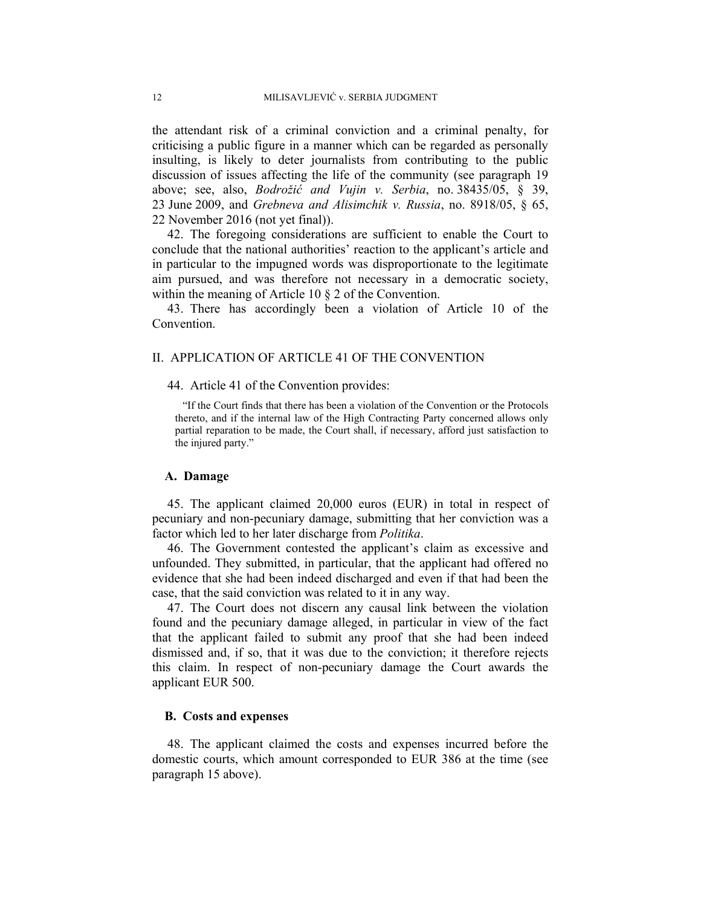the attendant risk of a criminal conviction and a criminal penalty, for criticising a public figure in a manner which can be regarded as personally insulting, is likely to deter journalists from contributing to the public discussion of issues affecting the life of the community (see paragraph 19 above; see, also, *Bodrožić and Vujin v. Serbia*, no. 38435/05, § 39, 23 June 2009, and *Grebneva and Alisimchik v. Russia*, no. 8918/05, § 65, 22 November 2016 (not yet final)).

42. The foregoing considerations are sufficient to enable the Court to conclude that the national authorities' reaction to the applicant's article and in particular to the impugned words was disproportionate to the legitimate aim pursued, and was therefore not necessary in a democratic society, within the meaning of Article 10 § 2 of the Convention.

43. There has accordingly been a violation of Article 10 of the Convention.

## II. APPLICATION OF ARTICLE 41 OF THE CONVENTION

44. Article 41 of the Convention provides:

> "If the Court finds that there has been a violation of the Convention or the Protocols thereto, and if the internal law of the High Contracting Party concerned allows only partial reparation to be made, the Court shall, if necessary, afford just satisfaction to the injured party."

### A. Damage

45. The applicant claimed 20,000 euros (EUR) in total in respect of pecuniary and non-pecuniary damage, submitting that her conviction was a factor which led to her later discharge from *Politika*.

46. The Government contested the applicant's claim as excessive and unfounded. They submitted, in particular, that the applicant had offered no evidence that she had been indeed discharged and even if that had been the case, that the said conviction was related to it in any way.

47. The Court does not discern any causal link between the violation found and the pecuniary damage alleged, in particular in view of the fact that the applicant failed to submit any proof that she had been indeed dismissed and, if so, that it was due to the conviction; it therefore rejects this claim. In respect of non-pecuniary damage the Court awards the applicant EUR 500.

### B. Costs and expenses

48. The applicant claimed the costs and expenses incurred before the domestic courts, which amount corresponded to EUR 386 at the time (see paragraph 15 above).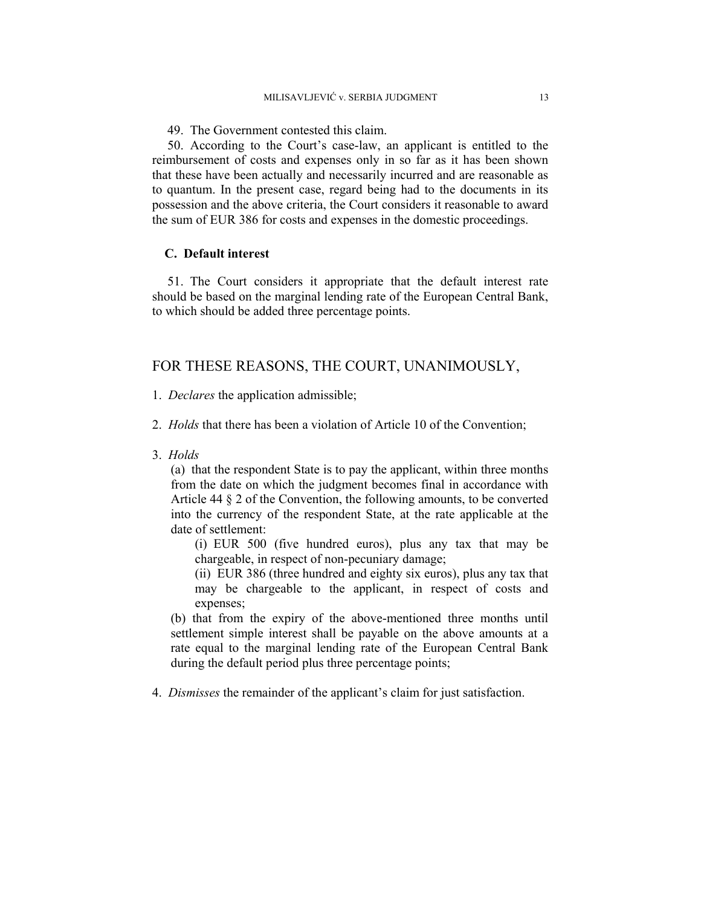49. The Government contested this claim.

50. According to the Court's case-law, an applicant is entitled to the reimbursement of costs and expenses only in so far as it has been shown that these have been actually and necessarily incurred and are reasonable as to quantum. In the present case, regard being had to the documents in its possession and the above criteria, the Court considers it reasonable to award the sum of EUR 386 for costs and expenses in the domestic proceedings.

### C. Default interest

51. The Court considers it appropriate that the default interest rate should be based on the marginal lending rate of the European Central Bank, to which should be added three percentage points.

## FOR THESE REASONS, THE COURT, UNANIMOUSLY,

1. *Declares* the application admissible;

2. *Holds* that there has been a violation of Article 10 of the Convention;

3. *Holds*

   (a) that the respondent State is to pay the applicant, within three months from the date on which the judgment becomes final in accordance with Article 44 § 2 of the Convention, the following amounts, to be converted into the currency of the respondent State, at the rate applicable at the date of settlement:

      (i) EUR 500 (five hundred euros), plus any tax that may be chargeable, in respect of non-pecuniary damage;

      (ii) EUR 386 (three hundred and eighty six euros), plus any tax that may be chargeable to the applicant, in respect of costs and expenses;

   (b) that from the expiry of the above-mentioned three months until settlement simple interest shall be payable on the above amounts at a rate equal to the marginal lending rate of the European Central Bank during the default period plus three percentage points;

4. *Dismisses* the remainder of the applicant's claim for just satisfaction.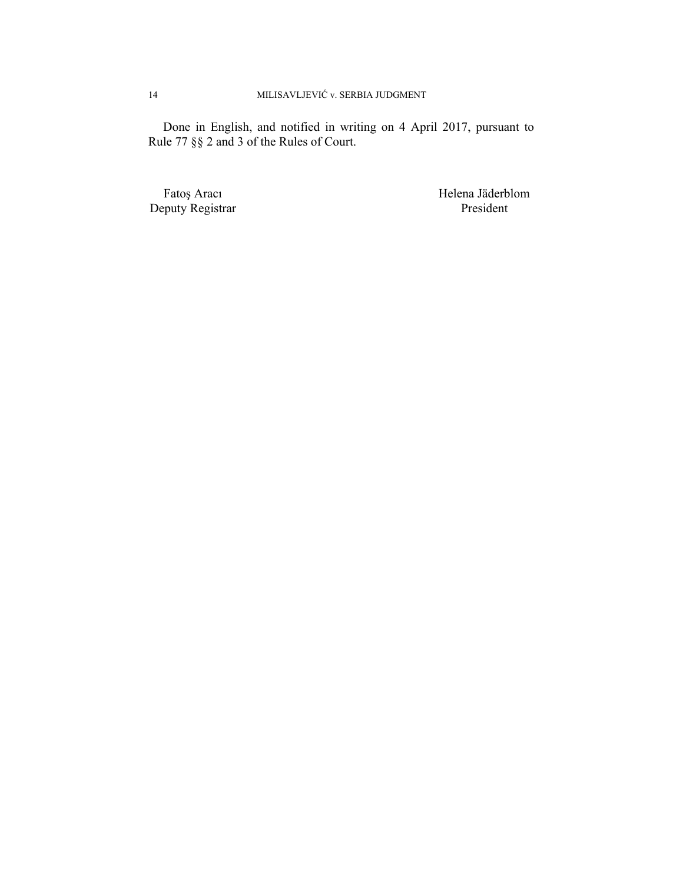Done in English, and notified in writing on 4 April 2017, pursuant to Rule 77 §§ 2 and 3 of the Rules of Court.

| | |
|---|---|
| Fatoş Aracı | Helena Jäderblom |
| Deputy Registrar | President |